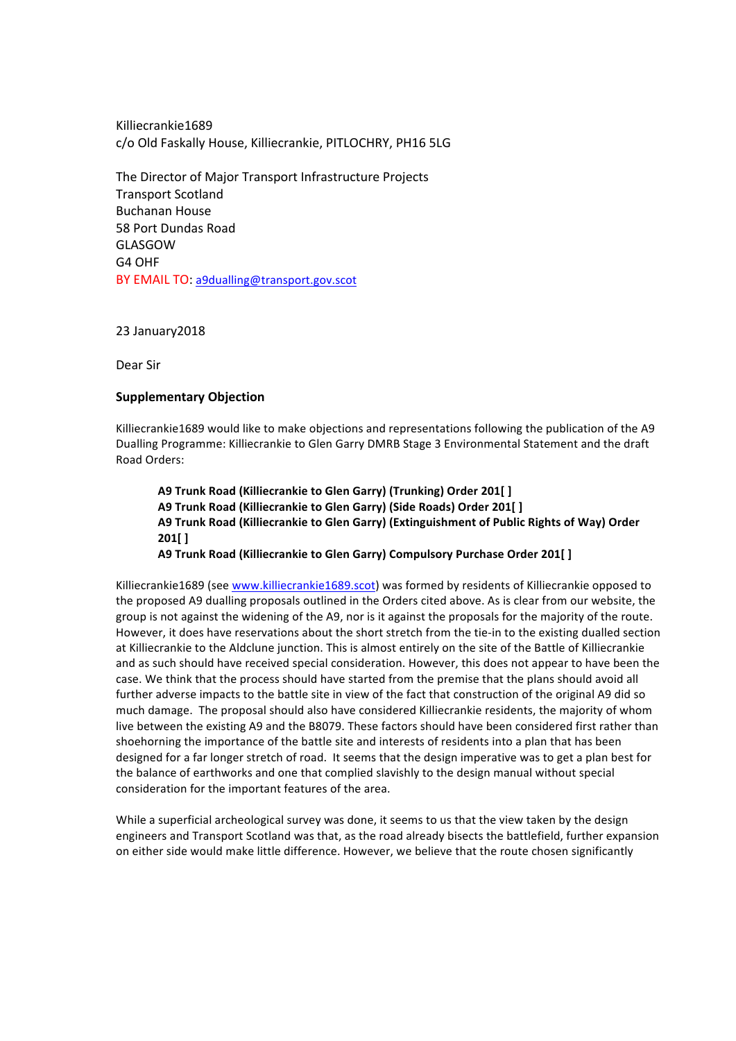Killiecrankie1689
c/o Old Faskally House, Killiecrankie, PITLOCHRY, PH16 5LG

The Director of Major Transport Infrastructure Projects
Transport Scotland
Buchanan House
58 Port Dundas Road
GLASGOW
G4 OHF
BY EMAIL TO: a9dualling@transport.gov.scot

23 January2018

Dear Sir

**Supplementary Objection**

Killiecrankie1689 would like to make objections and representations following the publication of the A9 Dualling Programme: Killiecrankie to Glen Garry DMRB Stage 3 Environmental Statement and the draft Road Orders:

> **A9 Trunk Road (Killiecrankie to Glen Garry) (Trunking) Order 201[ ]**
> **A9 Trunk Road (Killiecrankie to Glen Garry) (Side Roads) Order 201[ ]**
> **A9 Trunk Road (Killiecrankie to Glen Garry) (Extinguishment of Public Rights of Way) Order 201[ ]**
> **A9 Trunk Road (Killiecrankie to Glen Garry) Compulsory Purchase Order 201[ ]**

Killiecrankie1689 (see www.killiecrankie1689.scot) was formed by residents of Killiecrankie opposed to the proposed A9 dualling proposals outlined in the Orders cited above. As is clear from our website, the group is not against the widening of the A9, nor is it against the proposals for the majority of the route. However, it does have reservations about the short stretch from the tie-in to the existing dualled section at Killiecrankie to the Aldclune junction. This is almost entirely on the site of the Battle of Killiecrankie and as such should have received special consideration. However, this does not appear to have been the case. We think that the process should have started from the premise that the plans should avoid all further adverse impacts to the battle site in view of the fact that construction of the original A9 did so much damage. The proposal should also have considered Killiecrankie residents, the majority of whom live between the existing A9 and the B8079. These factors should have been considered first rather than shoehorning the importance of the battle site and interests of residents into a plan that has been designed for a far longer stretch of road. It seems that the design imperative was to get a plan best for the balance of earthworks and one that complied slavishly to the design manual without special consideration for the important features of the area.

While a superficial archeological survey was done, it seems to us that the view taken by the design engineers and Transport Scotland was that, as the road already bisects the battlefield, further expansion on either side would make little difference. However, we believe that the route chosen significantly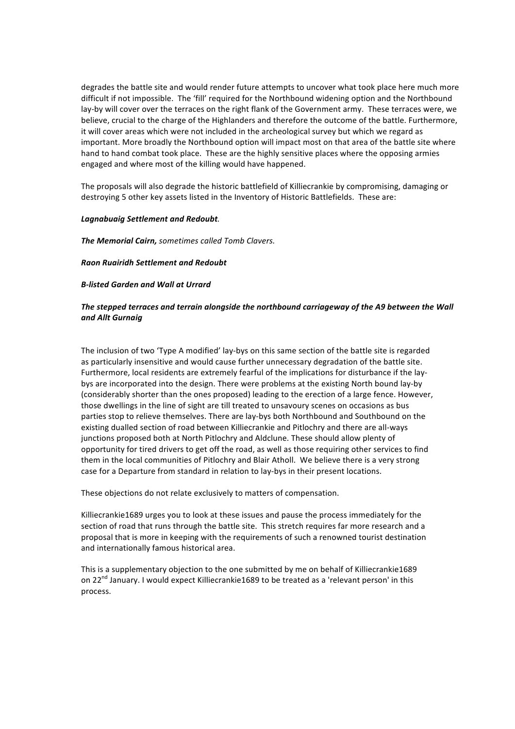degrades the battle site and would render future attempts to uncover what took place here much more difficult if not impossible. The 'fill' required for the Northbound widening option and the Northbound lay-by will cover over the terraces on the right flank of the Government army. These terraces were, we believe, crucial to the charge of the Highlanders and therefore the outcome of the battle. Furthermore, it will cover areas which were not included in the archeological survey but which we regard as important. More broadly the Northbound option will impact most on that area of the battle site where hand to hand combat took place. These are the highly sensitive places where the opposing armies engaged and where most of the killing would have happened.

The proposals will also degrade the historic battlefield of Killiecrankie by compromising, damaging or destroying 5 other key assets listed in the Inventory of Historic Battlefields. These are:

***Lagnabuaig Settlement and Redoubt***.

***The Memorial Cairn,*** *sometimes called Tomb Clavers.*

***Raon Ruairidh Settlement and Redoubt***

***B-listed Garden and Wall at Urrard***

***The stepped terraces and terrain alongside the northbound carriageway of the A9 between the Wall and Allt Gurnaig***

The inclusion of two 'Type A modified' lay-bys on this same section of the battle site is regarded as particularly insensitive and would cause further unnecessary degradation of the battle site. Furthermore, local residents are extremely fearful of the implications for disturbance if the lay-bys are incorporated into the design. There were problems at the existing North bound lay-by (considerably shorter than the ones proposed) leading to the erection of a large fence. However, those dwellings in the line of sight are till treated to unsavoury scenes on occasions as bus parties stop to relieve themselves. There are lay-bys both Northbound and Southbound on the existing dualled section of road between Killiecrankie and Pitlochry and there are all-ways junctions proposed both at North Pitlochry and Aldclune. These should allow plenty of opportunity for tired drivers to get off the road, as well as those requiring other services to find them in the local communities of Pitlochry and Blair Atholl. We believe there is a very strong case for a Departure from standard in relation to lay-bys in their present locations.

These objections do not relate exclusively to matters of compensation.

Killiecrankie1689 urges you to look at these issues and pause the process immediately for the section of road that runs through the battle site. This stretch requires far more research and a proposal that is more in keeping with the requirements of such a renowned tourist destination and internationally famous historical area.

This is a supplementary objection to the one submitted by me on behalf of Killiecrankie1689 on 22nd January. I would expect Killiecrankie1689 to be treated as a 'relevant person' in this process.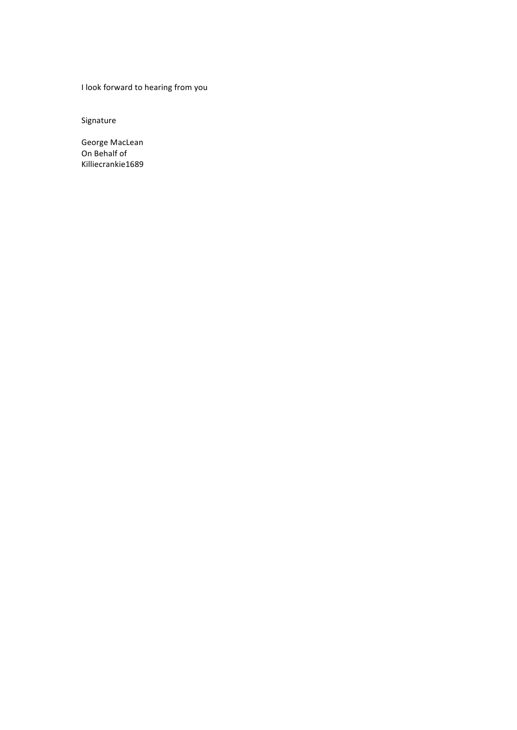I look forward to hearing from you

Signature

George MacLean  
On Behalf of  
Killiecrankie1689